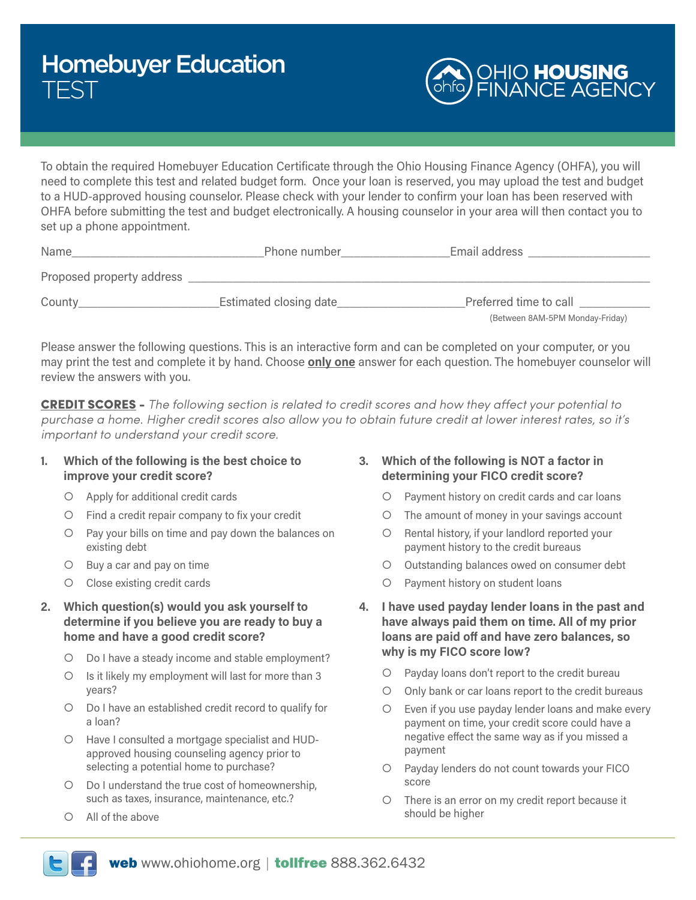# Homebuyer Education TEST

OHIO HOUSING FINANCE AGENCY

To obtain the required Homebuyer Education Certificate through the Ohio Housing Finance Agency (OHFA), you will need to complete this test and related budget form. Once your loan is reserved, you may upload the test and budget to a HUD-approved housing counselor. Please check with your lender to confirm your loan has been reserved with OHFA before submitting the test and budget electronically. A housing counselor in your area will then contact you to set up a phone appointment.

Name______________________________ Phone number_________________ Email address ___________________

Proposed property address ______________________________________________________________________

County______________________ Estimated closing date____________________ Preferred time to call ___________
(Between 8AM-5PM Monday-Friday)

Please answer the following questions. This is an interactive form and can be completed on your computer, or you may print the test and complete it by hand. Choose **only one** answer for each question. The homebuyer counselor will review the answers with you.

**CREDIT SCORES** - *The following section is related to credit scores and how they affect your potential to purchase a home. Higher credit scores also allow you to obtain future credit at lower interest rates, so it's important to understand your credit score.*

1. **Which of the following is the best choice to improve your credit score?**
   - ○ Apply for additional credit cards
   - ○ Find a credit repair company to fix your credit
   - ○ Pay your bills on time and pay down the balances on existing debt
   - ○ Buy a car and pay on time
   - ○ Close existing credit cards

2. **Which question(s) would you ask yourself to determine if you believe you are ready to buy a home and have a good credit score?**
   - ○ Do I have a steady income and stable employment?
   - ○ Is it likely my employment will last for more than 3 years?
   - ○ Do I have an established credit record to qualify for a loan?
   - ○ Have I consulted a mortgage specialist and HUD-approved housing counseling agency prior to selecting a potential home to purchase?
   - ○ Do I understand the true cost of homeownership, such as taxes, insurance, maintenance, etc.?
   - ○ All of the above

3. **Which of the following is NOT a factor in determining your FICO credit score?**
   - ○ Payment history on credit cards and car loans
   - ○ The amount of money in your savings account
   - ○ Rental history, if your landlord reported your payment history to the credit bureaus
   - ○ Outstanding balances owed on consumer debt
   - ○ Payment history on student loans

4. **I have used payday lender loans in the past and have always paid them on time. All of my prior loans are paid off and have zero balances, so why is my FICO score low?**
   - ○ Payday loans don't report to the credit bureau
   - ○ Only bank or car loans report to the credit bureaus
   - ○ Even if you use payday lender loans and make every payment on time, your credit score could have a negative effect the same way as if you missed a payment
   - ○ Payday lenders do not count towards your FICO score
   - ○ There is an error on my credit report because it should be higher

**web** www.ohiohome.org | **tollfree** 888.362.6432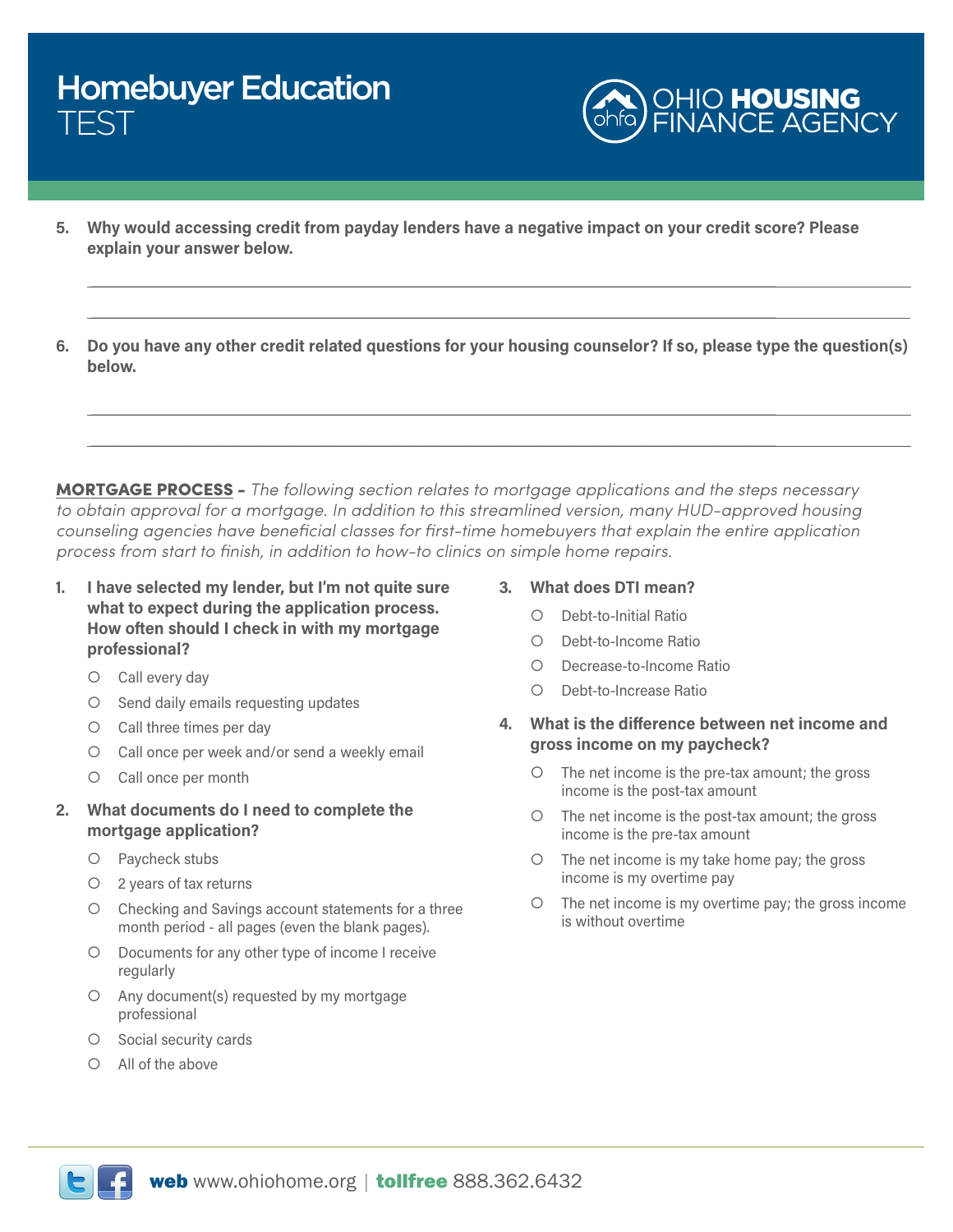5. **Why would accessing credit from payday lenders have a negative impact on your credit score? Please explain your answer below.**

___

___

6. **Do you have any other credit related questions for your housing counselor? If so, please type the question(s) below.**

___

___

**MORTGAGE PROCESS** - *The following section relates to mortgage applications and the steps necessary to obtain approval for a mortgage. In addition to this streamlined version, many HUD-approved housing counseling agencies have beneficial classes for first-time homebuyers that explain the entire application process from start to finish, in addition to how-to clinics on simple home repairs.*

1. **I have selected my lender, but I'm not quite sure what to expect during the application process. How often should I check in with my mortgage professional?**
   - ○ Call every day
   - ○ Send daily emails requesting updates
   - ○ Call three times per day
   - ○ Call once per week and/or send a weekly email
   - ○ Call once per month

2. **What documents do I need to complete the mortgage application?**
   - ○ Paycheck stubs
   - ○ 2 years of tax returns
   - ○ Checking and Savings account statements for a three month period - all pages (even the blank pages).
   - ○ Documents for any other type of income I receive regularly
   - ○ Any document(s) requested by my mortgage professional
   - ○ Social security cards
   - ○ All of the above

3. **What does DTI mean?**
   - ○ Debt-to-Initial Ratio
   - ○ Debt-to-Income Ratio
   - ○ Decrease-to-Income Ratio
   - ○ Debt-to-Increase Ratio

4. **What is the difference between net income and gross income on my paycheck?**
   - ○ The net income is the pre-tax amount; the gross income is the post-tax amount
   - ○ The net income is the post-tax amount; the gross income is the pre-tax amount
   - ○ The net income is my take home pay; the gross income is my overtime pay
   - ○ The net income is my overtime pay; the gross income is without overtime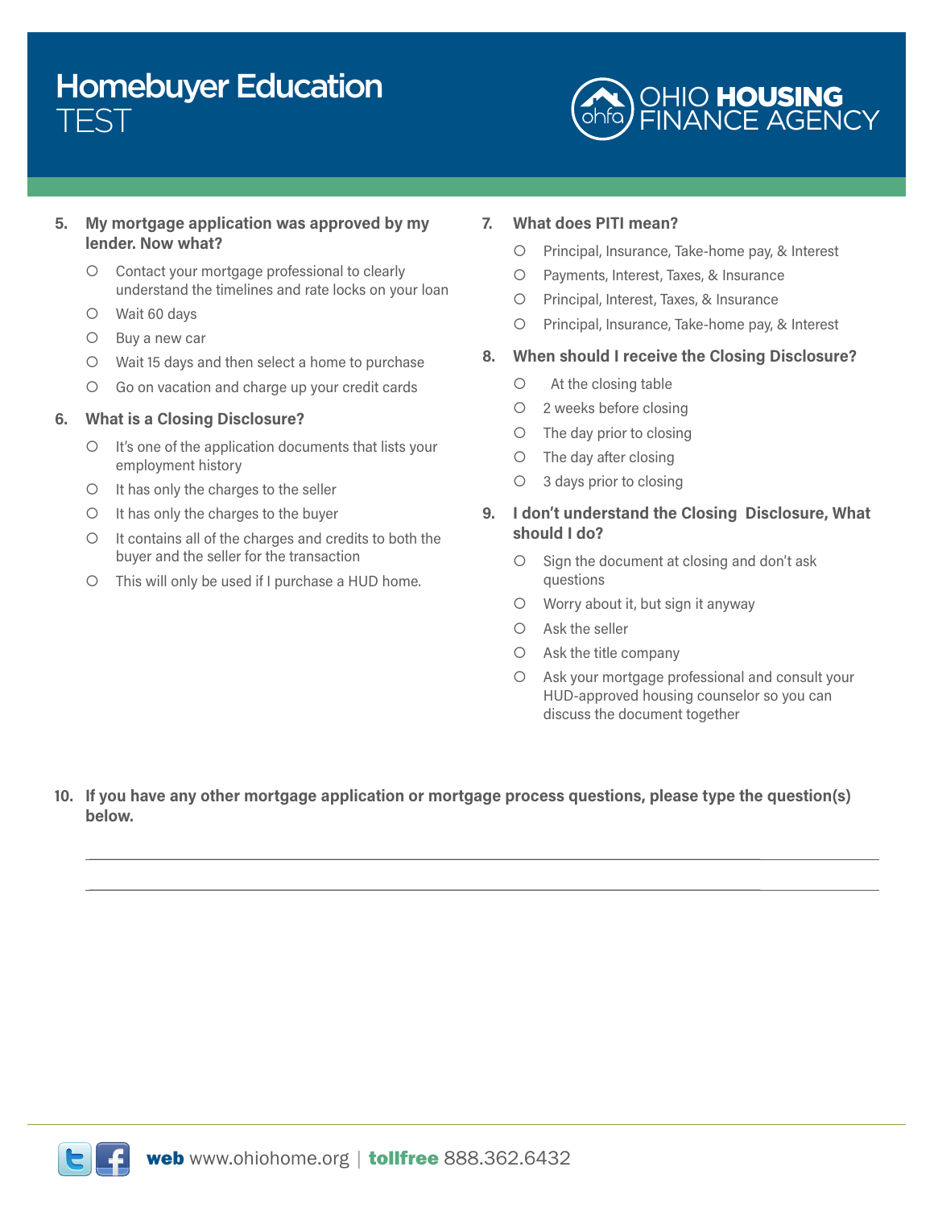# Homebuyer Education TEST

OHIO HOUSING FINANCE AGENCY

**5. My mortgage application was approved by my lender. Now what?**

- ○ Contact your mortgage professional to clearly understand the timelines and rate locks on your loan
- ○ Wait 60 days
- ○ Buy a new car
- ○ Wait 15 days and then select a home to purchase
- ○ Go on vacation and charge up your credit cards

**6. What is a Closing Disclosure?**

- ○ It's one of the application documents that lists your employment history
- ○ It has only the charges to the seller
- ○ It has only the charges to the buyer
- ○ It contains all of the charges and credits to both the buyer and the seller for the transaction
- ○ This will only be used if I purchase a HUD home.

**7. What does PITI mean?**

- ○ Principal, Insurance, Take-home pay, & Interest
- ○ Payments, Interest, Taxes, & Insurance
- ○ Principal, Interest, Taxes, & Insurance
- ○ Principal, Insurance, Take-home pay, & Interest

**8. When should I receive the Closing Disclosure?**

- ○ At the closing table
- ○ 2 weeks before closing
- ○ The day prior to closing
- ○ The day after closing
- ○ 3 days prior to closing

**9. I don't understand the Closing Disclosure, What should I do?**

- ○ Sign the document at closing and don't ask questions
- ○ Worry about it, but sign it anyway
- ○ Ask the seller
- ○ Ask the title company
- ○ Ask your mortgage professional and consult your HUD-approved housing counselor so you can discuss the document together

**10. If you have any other mortgage application or mortgage process questions, please type the question(s) below.**

______________________________________________________________________________

______________________________________________________________________________

**web** www.ohiohome.org | **tollfree** 888.362.6432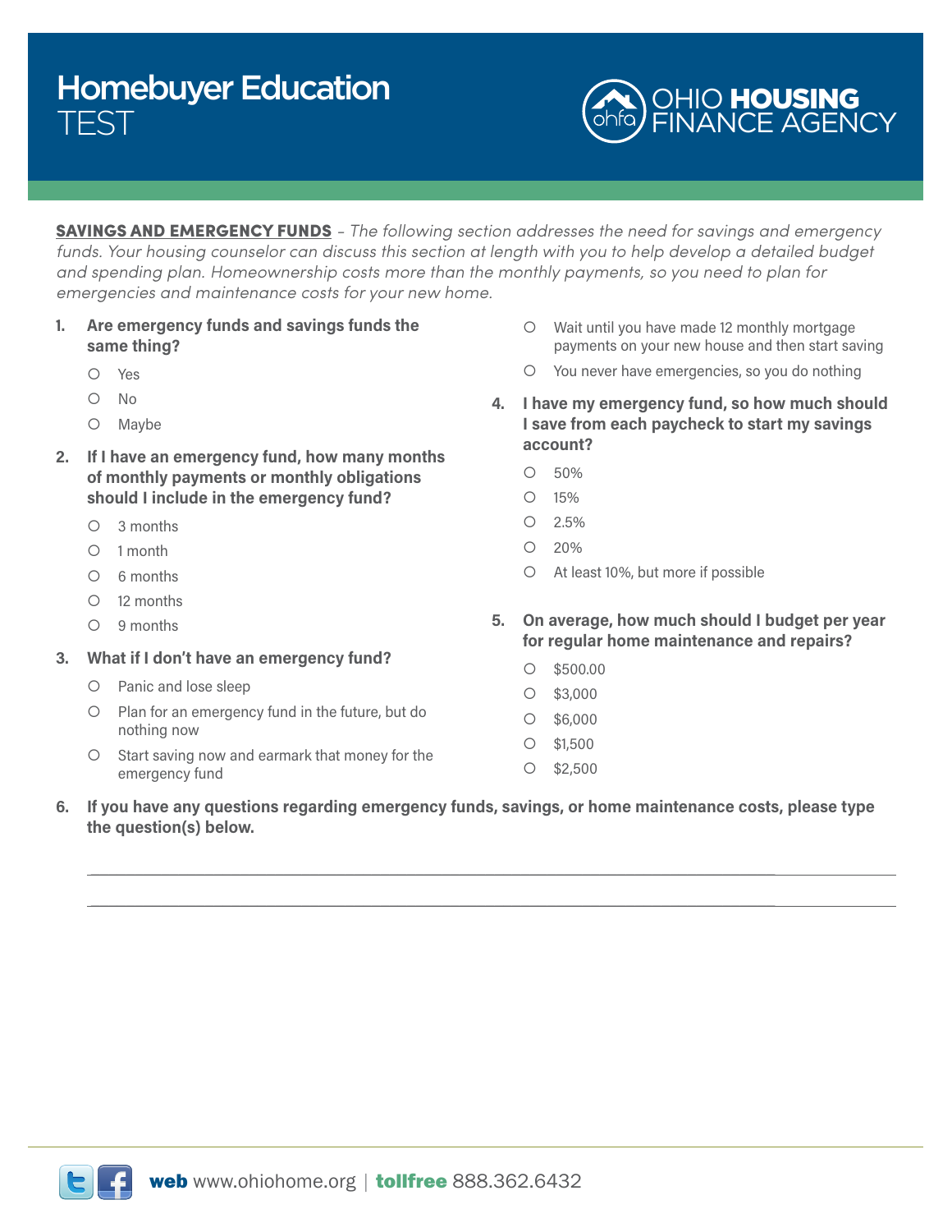# Homebuyer Education TEST

OHIO HOUSING FINANCE AGENCY

**SAVINGS AND EMERGENCY FUNDS** – *The following section addresses the need for savings and emergency funds. Your housing counselor can discuss this section at length with you to help develop a detailed budget and spending plan. Homeownership costs more than the monthly payments, so you need to plan for emergencies and maintenance costs for your new home.*

1. **Are emergency funds and savings funds the same thing?**
   - ○ Yes
   - ○ No
   - ○ Maybe

2. **If I have an emergency fund, how many months of monthly payments or monthly obligations should I include in the emergency fund?**
   - ○ 3 months
   - ○ 1 month
   - ○ 6 months
   - ○ 12 months
   - ○ 9 months

3. **What if I don't have an emergency fund?**
   - ○ Panic and lose sleep
   - ○ Plan for an emergency fund in the future, but do nothing now
   - ○ Start saving now and earmark that money for the emergency fund
   - ○ Wait until you have made 12 monthly mortgage payments on your new house and then start saving
   - ○ You never have emergencies, so you do nothing

4. **I have my emergency fund, so how much should I save from each paycheck to start my savings account?**
   - ○ 50%
   - ○ 15%
   - ○ 2.5%
   - ○ 20%
   - ○ At least 10%, but more if possible

5. **On average, how much should I budget per year for regular home maintenance and repairs?**
   - ○ $500.00
   - ○ $3,000
   - ○ $6,000
   - ○ $1,500
   - ○ $2,500

6. **If you have any questions regarding emergency funds, savings, or home maintenance costs, please type the question(s) below.**

_______________________________________________________________________________

_______________________________________________________________________________

**web** www.ohiohome.org | **tollfree** 888.362.6432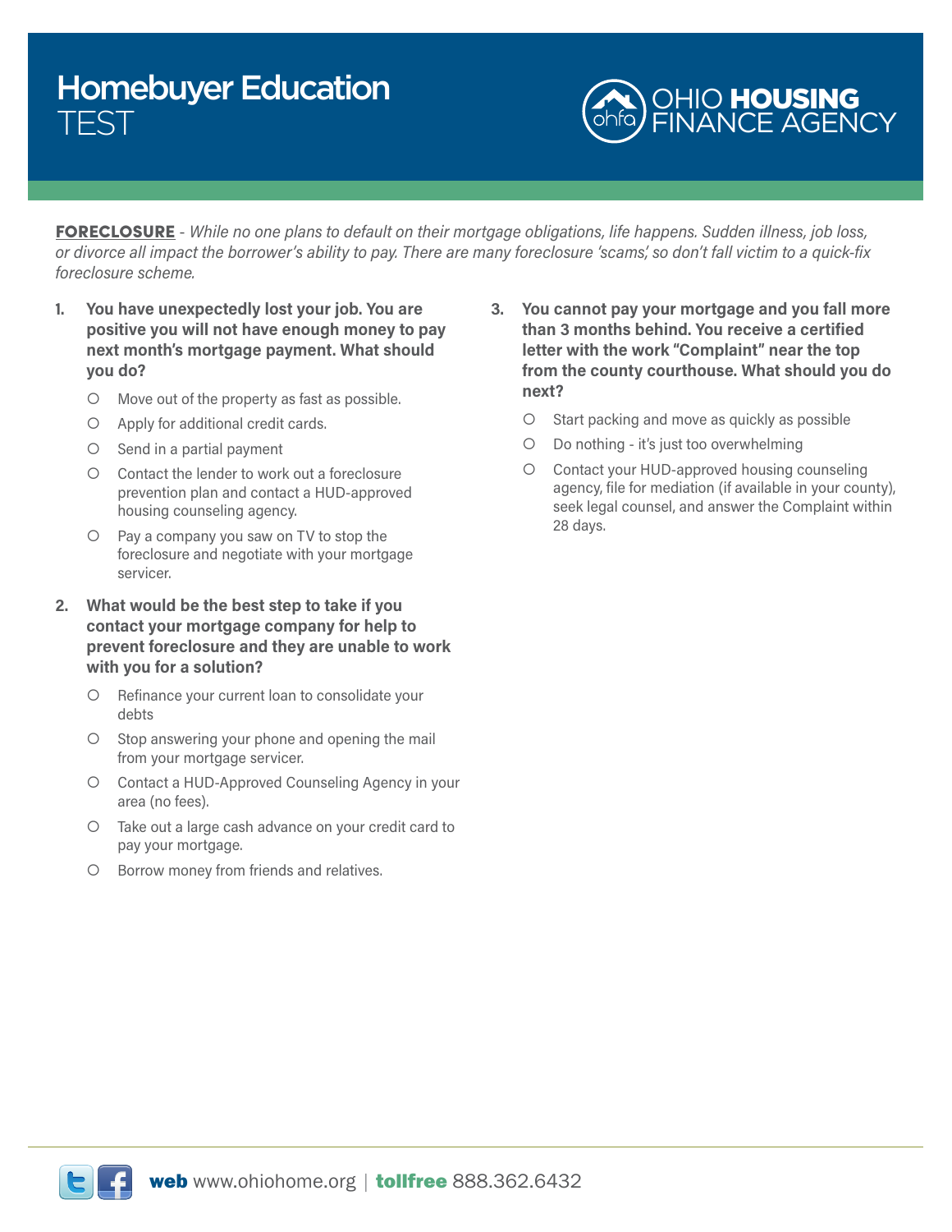# Homebuyer Education TEST

**FORECLOSURE** - *While no one plans to default on their mortgage obligations, life happens. Sudden illness, job loss, or divorce all impact the borrower's ability to pay. There are many foreclosure 'scams,' so don't fall victim to a quick-fix foreclosure scheme.*

1. **You have unexpectedly lost your job. You are positive you will not have enough money to pay next month's mortgage payment. What should you do?**
   - Move out of the property as fast as possible.
   - Apply for additional credit cards.
   - Send in a partial payment
   - Contact the lender to work out a foreclosure prevention plan and contact a HUD-approved housing counseling agency.
   - Pay a company you saw on TV to stop the foreclosure and negotiate with your mortgage servicer.

2. **What would be the best step to take if you contact your mortgage company for help to prevent foreclosure and they are unable to work with you for a solution?**
   - Refinance your current loan to consolidate your debts
   - Stop answering your phone and opening the mail from your mortgage servicer.
   - Contact a HUD-Approved Counseling Agency in your area (no fees).
   - Take out a large cash advance on your credit card to pay your mortgage.
   - Borrow money from friends and relatives.

3. **You cannot pay your mortgage and you fall more than 3 months behind. You receive a certified letter with the work "Complaint" near the top from the county courthouse. What should you do next?**
   - Start packing and move as quickly as possible
   - Do nothing - it's just too overwhelming
   - Contact your HUD-approved housing counseling agency, file for mediation (if available in your county), seek legal counsel, and answer the Complaint within 28 days.

**web** www.ohiohome.org | **tollfree** 888.362.6432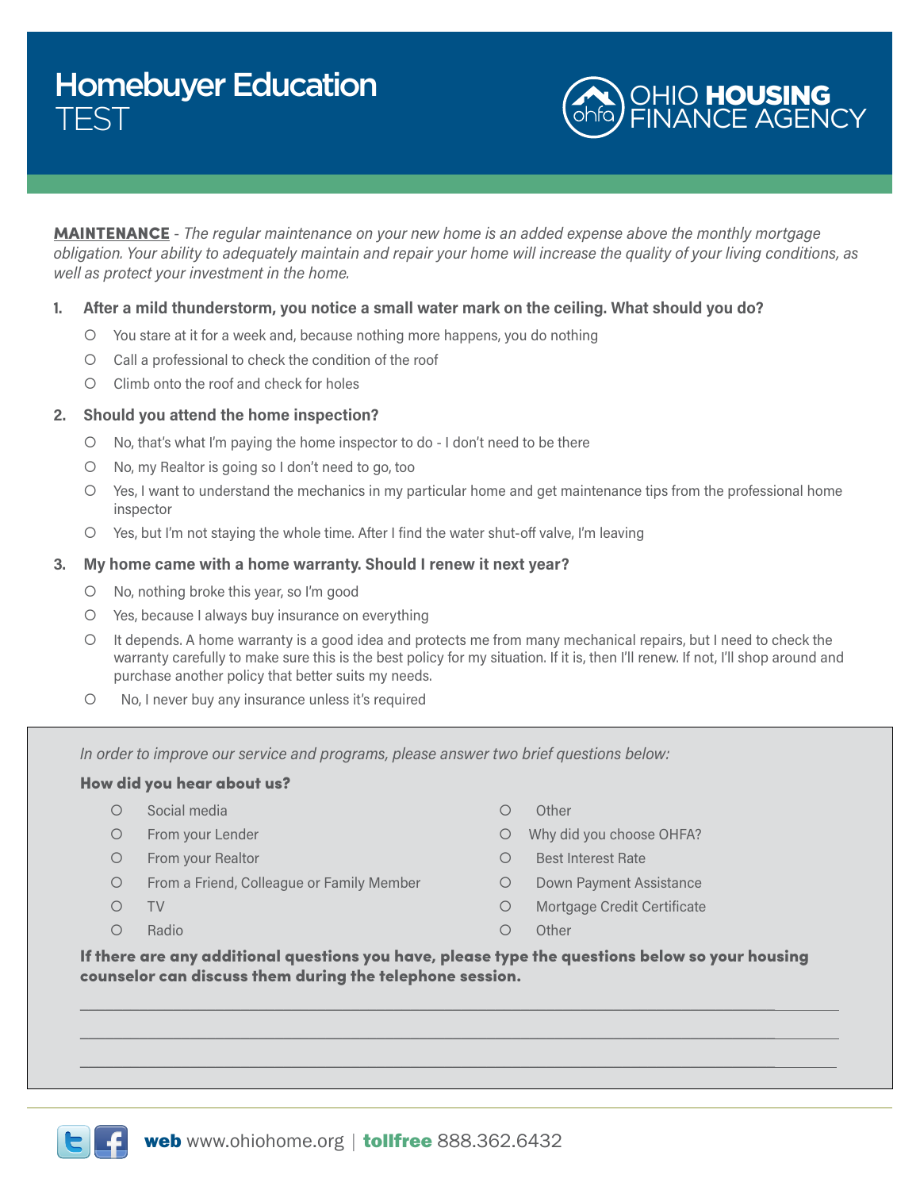# Homebuyer Education TEST

OHIO HOUSING FINANCE AGENCY

**MAINTENANCE** - *The regular maintenance on your new home is an added expense above the monthly mortgage obligation. Your ability to adequately maintain and repair your home will increase the quality of your living conditions, as well as protect your investment in the home.*

1. **After a mild thunderstorm, you notice a small water mark on the ceiling. What should you do?**
   - ○ You stare at it for a week and, because nothing more happens, you do nothing
   - ○ Call a professional to check the condition of the roof
   - ○ Climb onto the roof and check for holes

2. **Should you attend the home inspection?**
   - ○ No, that's what I'm paying the home inspector to do - I don't need to be there
   - ○ No, my Realtor is going so I don't need to go, too
   - ○ Yes, I want to understand the mechanics in my particular home and get maintenance tips from the professional home inspector
   - ○ Yes, but I'm not staying the whole time. After I find the water shut-off valve, I'm leaving

3. **My home came with a home warranty. Should I renew it next year?**
   - ○ No, nothing broke this year, so I'm good
   - ○ Yes, because I always buy insurance on everything
   - ○ It depends. A home warranty is a good idea and protects me from many mechanical repairs, but I need to check the warranty carefully to make sure this is the best policy for my situation. If it is, then I'll renew. If not, I'll shop around and purchase another policy that better suits my needs.
   - ○ No, I never buy any insurance unless it's required

*In order to improve our service and programs, please answer two brief questions below:*

**How did you hear about us?**

- ○ Social media
- ○ From your Lender
- ○ From your Realtor
- ○ From a Friend, Colleague or Family Member
- ○ TV
- ○ Radio
- ○ Other

- ○ Why did you choose OHFA?
- ○ Best Interest Rate
- ○ Down Payment Assistance
- ○ Mortgage Credit Certificate
- ○ Other

**If there are any additional questions you have, please type the questions below so your housing counselor can discuss them during the telephone session.**

\_\_\_\_\_\_\_\_\_\_\_\_\_\_\_\_\_\_\_\_\_\_\_\_\_\_\_\_\_\_\_\_\_\_\_\_\_\_\_\_\_\_\_\_\_\_\_\_\_\_\_\_\_\_\_\_\_\_\_\_

\_\_\_\_\_\_\_\_\_\_\_\_\_\_\_\_\_\_\_\_\_\_\_\_\_\_\_\_\_\_\_\_\_\_\_\_\_\_\_\_\_\_\_\_\_\_\_\_\_\_\_\_\_\_\_\_\_\_\_\_

\_\_\_\_\_\_\_\_\_\_\_\_\_\_\_\_\_\_\_\_\_\_\_\_\_\_\_\_\_\_\_\_\_\_\_\_\_\_\_\_\_\_\_\_\_\_\_\_\_\_\_\_\_\_\_\_\_\_\_\_

**web** www.ohiohome.org | **tollfree** 888.362.6432